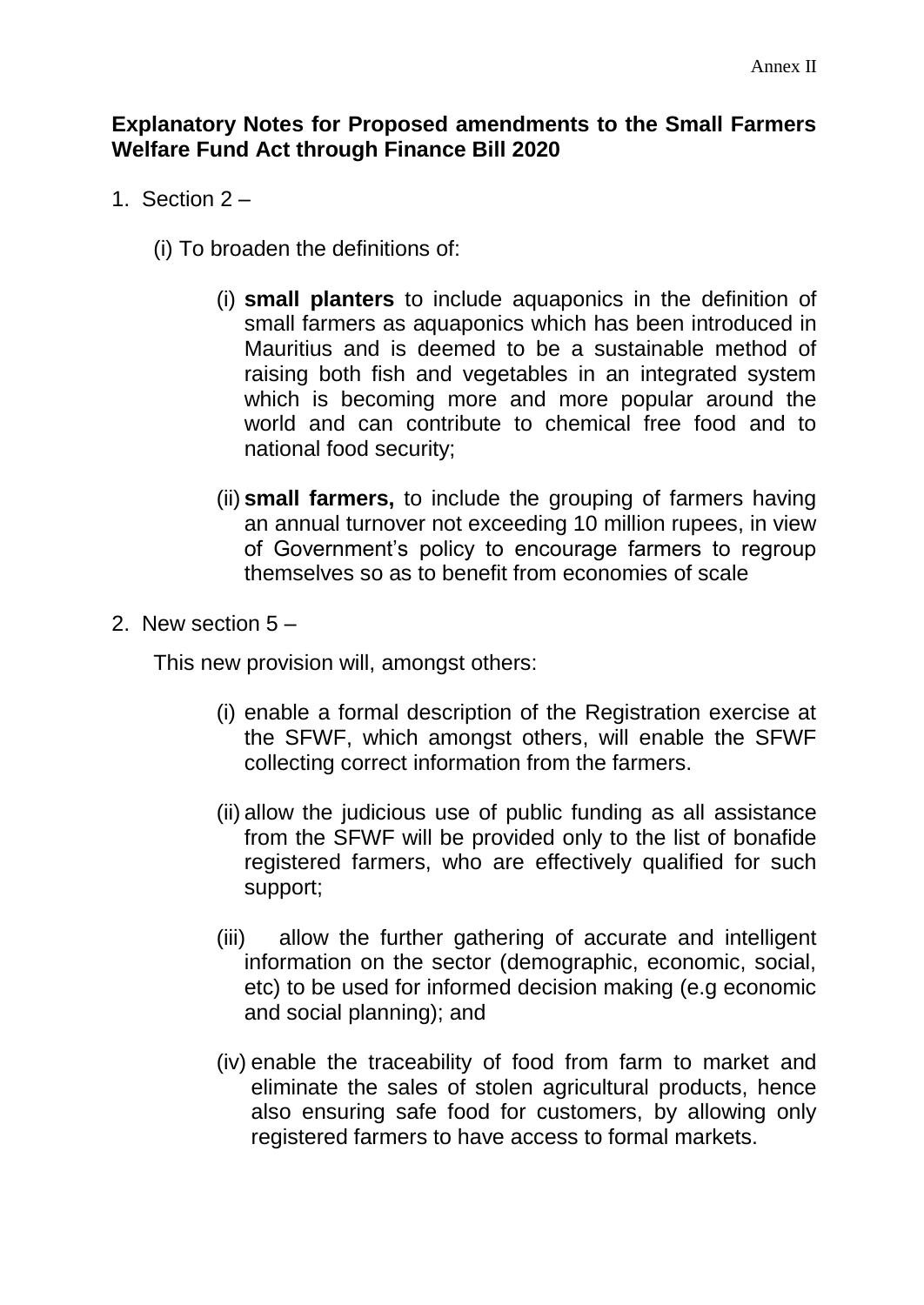Annex II

**Explanatory Notes for Proposed amendments to the Small Farmers Welfare Fund Act through Finance Bill 2020**

1. Section 2 –

   (i) To broaden the definitions of:

      (i) **small planters** to include aquaponics in the definition of small farmers as aquaponics which has been introduced in Mauritius and is deemed to be a sustainable method of raising both fish and vegetables in an integrated system which is becoming more and more popular around the world and can contribute to chemical free food and to national food security;

      (ii) **small farmers,** to include the grouping of farmers having an annual turnover not exceeding 10 million rupees, in view of Government's policy to encourage farmers to regroup themselves so as to benefit from economies of scale

2. New section 5 –

   This new provision will, amongst others:

      (i) enable a formal description of the Registration exercise at the SFWF, which amongst others, will enable the SFWF collecting correct information from the farmers.

      (ii) allow the judicious use of public funding as all assistance from the SFWF will be provided only to the list of bonafide registered farmers, who are effectively qualified for such support;

      (iii) allow the further gathering of accurate and intelligent information on the sector (demographic, economic, social, etc) to be used for informed decision making (e.g economic and social planning); and

      (iv) enable the traceability of food from farm to market and eliminate the sales of stolen agricultural products, hence also ensuring safe food for customers, by allowing only registered farmers to have access to formal markets.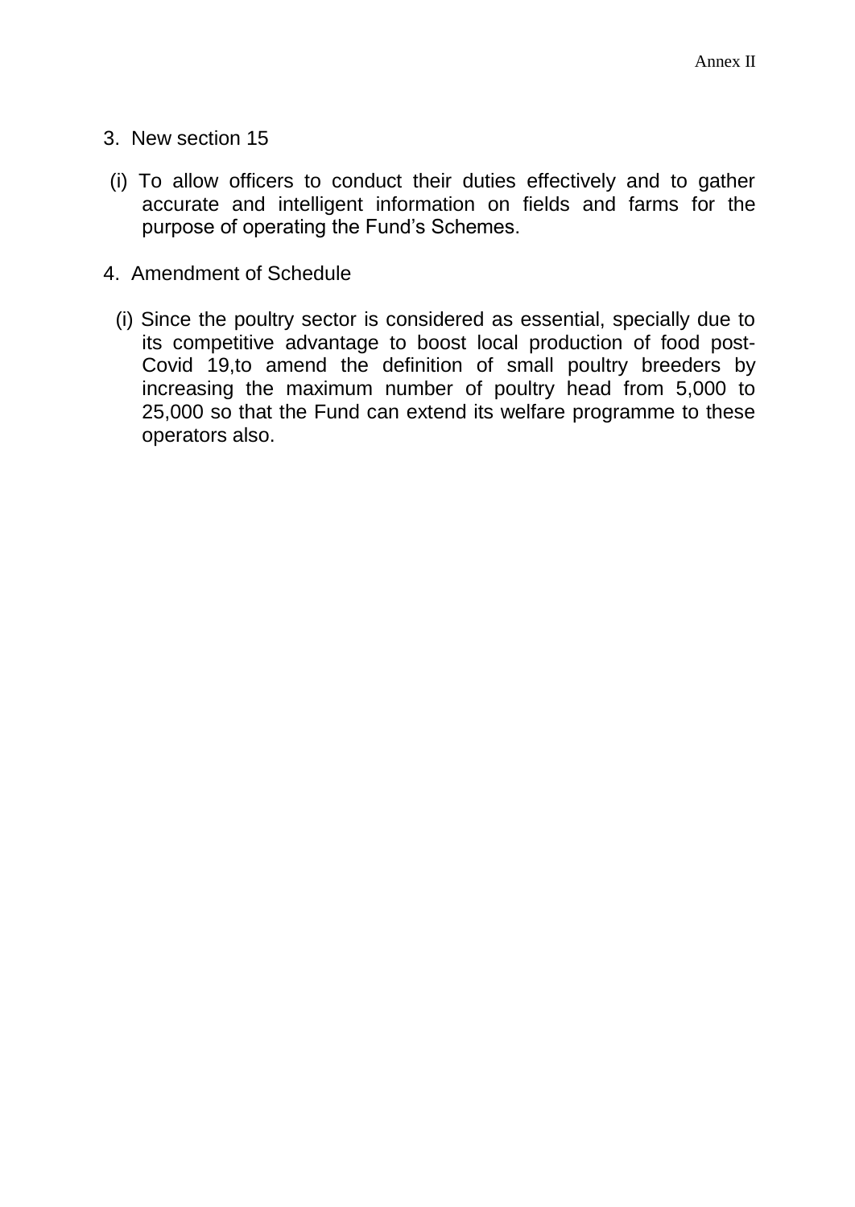Annex II

3. New section 15

(i) To allow officers to conduct their duties effectively and to gather accurate and intelligent information on fields and farms for the purpose of operating the Fund's Schemes.

4. Amendment of Schedule

(i) Since the poultry sector is considered as essential, specially due to its competitive advantage to boost local production of food post-Covid 19,to amend the definition of small poultry breeders by increasing the maximum number of poultry head from 5,000 to 25,000 so that the Fund can extend its welfare programme to these operators also.